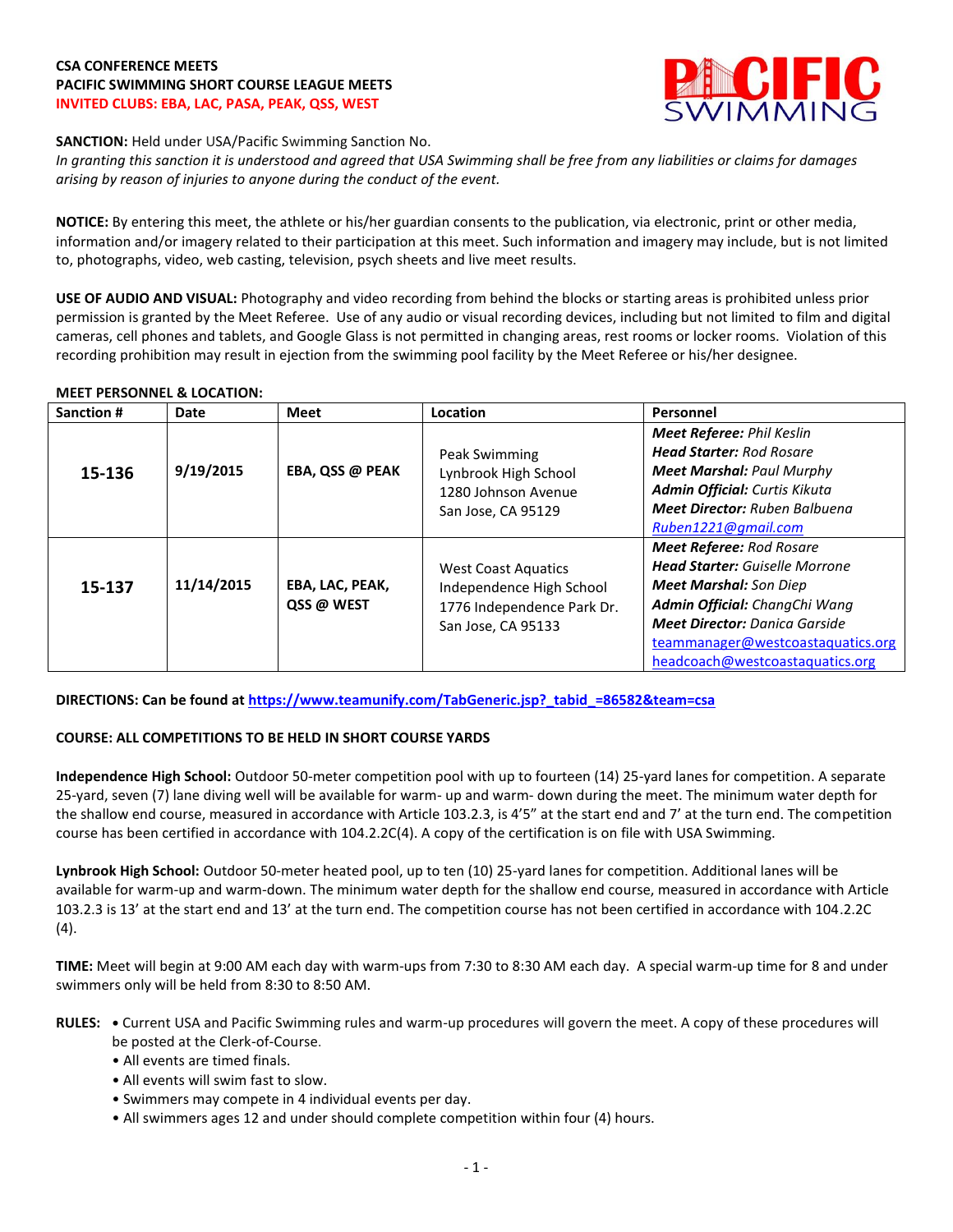**CSA CONFERENCE MEETS**
**PACIFIC SWIMMING SHORT COURSE LEAGUE MEETS**
**INVITED CLUBS: EBA, LAC, PASA, PEAK, QSS, WEST**

**SANCTION:** Held under USA/Pacific Swimming Sanction No.
*In granting this sanction it is understood and agreed that USA Swimming shall be free from any liabilities or claims for damages arising by reason of injuries to anyone during the conduct of the event.*

**NOTICE:** By entering this meet, the athlete or his/her guardian consents to the publication, via electronic, print or other media, information and/or imagery related to their participation at this meet. Such information and imagery may include, but is not limited to, photographs, video, web casting, television, psych sheets and live meet results.

**USE OF AUDIO AND VISUAL:** Photography and video recording from behind the blocks or starting areas is prohibited unless prior permission is granted by the Meet Referee. Use of any audio or visual recording devices, including but not limited to film and digital cameras, cell phones and tablets, and Google Glass is not permitted in changing areas, rest rooms or locker rooms. Violation of this recording prohibition may result in ejection from the swimming pool facility by the Meet Referee or his/her designee.

**MEET PERSONNEL & LOCATION:**

| Sanction # | Date | Meet | Location | Personnel |
|---|---|---|---|---|
| **15-136** | **9/19/2015** | **EBA, QSS @ PEAK** | Peak Swimming<br>Lynbrook High School<br>1280 Johnson Avenue<br>San Jose, CA 95129 | ***Meet Referee:*** *Phil Keslin*<br>***Head Starter:*** *Rod Rosare*<br>***Meet Marshal:*** *Paul Murphy*<br>***Admin Official:*** *Curtis Kikuta*<br>***Meet Director:*** *Ruben Balbuena*<br>*Ruben1221@gmail.com* |
| **15-137** | **11/14/2015** | **EBA, LAC, PEAK, QSS @ WEST** | West Coast Aquatics<br>Independence High School<br>1776 Independence Park Dr.<br>San Jose, CA 95133 | ***Meet Referee:*** *Rod Rosare*<br>***Head Starter:*** *Guiselle Morrone*<br>***Meet Marshal:*** *Son Diep*<br>***Admin Official:*** *ChangChi Wang*<br>***Meet Director:*** *Danica Garside*<br>teammanager@westcoastaquatics.org<br>headcoach@westcoastaquatics.org |

**DIRECTIONS: Can be found at https://www.teamunify.com/TabGeneric.jsp?_tabid_=86582&team=csa**

**COURSE: ALL COMPETITIONS TO BE HELD IN SHORT COURSE YARDS**

**Independence High School:** Outdoor 50-meter competition pool with up to fourteen (14) 25-yard lanes for competition. A separate 25-yard, seven (7) lane diving well will be available for warm- up and warm- down during the meet. The minimum water depth for the shallow end course, measured in accordance with Article 103.2.3, is 4'5" at the start end and 7' at the turn end. The competition course has been certified in accordance with 104.2.2C(4). A copy of the certification is on file with USA Swimming.

**Lynbrook High School:** Outdoor 50-meter heated pool, up to ten (10) 25-yard lanes for competition. Additional lanes will be available for warm-up and warm-down. The minimum water depth for the shallow end course, measured in accordance with Article 103.2.3 is 13' at the start end and 13' at the turn end. The competition course has not been certified in accordance with 104.2.2C (4).

**TIME:** Meet will begin at 9:00 AM each day with warm-ups from 7:30 to 8:30 AM each day. A special warm-up time for 8 and under swimmers only will be held from 8:30 to 8:50 AM.

**RULES:**
- Current USA and Pacific Swimming rules and warm-up procedures will govern the meet. A copy of these procedures will be posted at the Clerk-of-Course.
- All events are timed finals.
- All events will swim fast to slow.
- Swimmers may compete in 4 individual events per day.
- All swimmers ages 12 and under should complete competition within four (4) hours.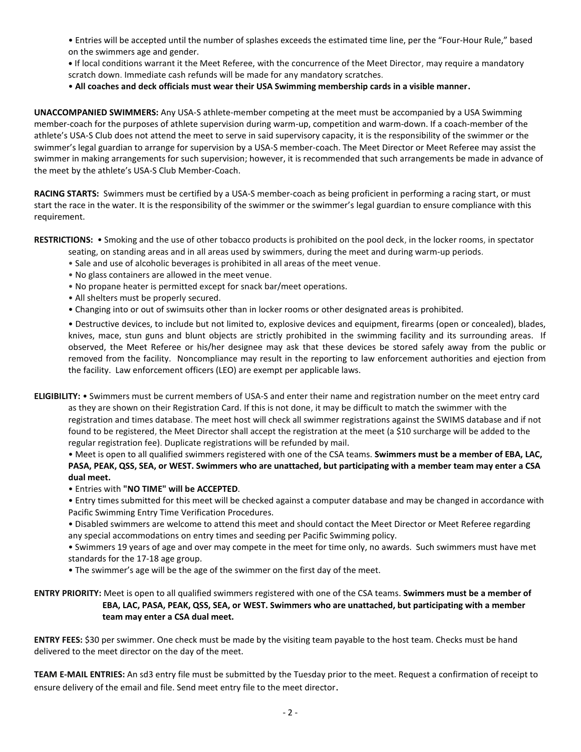• Entries will be accepted until the number of splashes exceeds the estimated time line, per the "Four-Hour Rule," based on the swimmers age and gender.

• If local conditions warrant it the Meet Referee, with the concurrence of the Meet Director, may require a mandatory scratch down. Immediate cash refunds will be made for any mandatory scratches.

• **All coaches and deck officials must wear their USA Swimming membership cards in a visible manner.**

**UNACCOMPANIED SWIMMERS:** Any USA-S athlete-member competing at the meet must be accompanied by a USA Swimming member-coach for the purposes of athlete supervision during warm-up, competition and warm-down. If a coach-member of the athlete's USA-S Club does not attend the meet to serve in said supervisory capacity, it is the responsibility of the swimmer or the swimmer's legal guardian to arrange for supervision by a USA-S member-coach. The Meet Director or Meet Referee may assist the swimmer in making arrangements for such supervision; however, it is recommended that such arrangements be made in advance of the meet by the athlete's USA-S Club Member-Coach.

**RACING STARTS:** Swimmers must be certified by a USA-S member-coach as being proficient in performing a racing start, or must start the race in the water. It is the responsibility of the swimmer or the swimmer's legal guardian to ensure compliance with this requirement.

**RESTRICTIONS:** • Smoking and the use of other tobacco products is prohibited on the pool deck, in the locker rooms, in spectator seating, on standing areas and in all areas used by swimmers, during the meet and during warm-up periods.

• Sale and use of alcoholic beverages is prohibited in all areas of the meet venue.

• No glass containers are allowed in the meet venue.

• No propane heater is permitted except for snack bar/meet operations.

• All shelters must be properly secured.

• Changing into or out of swimsuits other than in locker rooms or other designated areas is prohibited.

• Destructive devices, to include but not limited to, explosive devices and equipment, firearms (open or concealed), blades, knives, mace, stun guns and blunt objects are strictly prohibited in the swimming facility and its surrounding areas. If observed, the Meet Referee or his/her designee may ask that these devices be stored safely away from the public or removed from the facility. Noncompliance may result in the reporting to law enforcement authorities and ejection from the facility. Law enforcement officers (LEO) are exempt per applicable laws.

**ELIGIBILITY:** • Swimmers must be current members of USA-S and enter their name and registration number on the meet entry card as they are shown on their Registration Card. If this is not done, it may be difficult to match the swimmer with the registration and times database. The meet host will check all swimmer registrations against the SWIMS database and if not found to be registered, the Meet Director shall accept the registration at the meet (a $10 surcharge will be added to the regular registration fee). Duplicate registrations will be refunded by mail.

• Meet is open to all qualified swimmers registered with one of the CSA teams. **Swimmers must be a member of EBA, LAC, PASA, PEAK, QSS, SEA, or WEST. Swimmers who are unattached, but participating with a member team may enter a CSA dual meet.**

• Entries with **"NO TIME" will be ACCEPTED**.

• Entry times submitted for this meet will be checked against a computer database and may be changed in accordance with Pacific Swimming Entry Time Verification Procedures.

• Disabled swimmers are welcome to attend this meet and should contact the Meet Director or Meet Referee regarding any special accommodations on entry times and seeding per Pacific Swimming policy.

• Swimmers 19 years of age and over may compete in the meet for time only, no awards. Such swimmers must have met standards for the 17-18 age group.

• The swimmer's age will be the age of the swimmer on the first day of the meet.

**ENTRY PRIORITY:** Meet is open to all qualified swimmers registered with one of the CSA teams. **Swimmers must be a member of EBA, LAC, PASA, PEAK, QSS, SEA, or WEST. Swimmers who are unattached, but participating with a member team may enter a CSA dual meet.**

**ENTRY FEES:** $30 per swimmer. One check must be made by the visiting team payable to the host team. Checks must be hand delivered to the meet director on the day of the meet.

**TEAM E-MAIL ENTRIES:** An sd3 entry file must be submitted by the Tuesday prior to the meet. Request a confirmation of receipt to ensure delivery of the email and file. Send meet entry file to the meet director.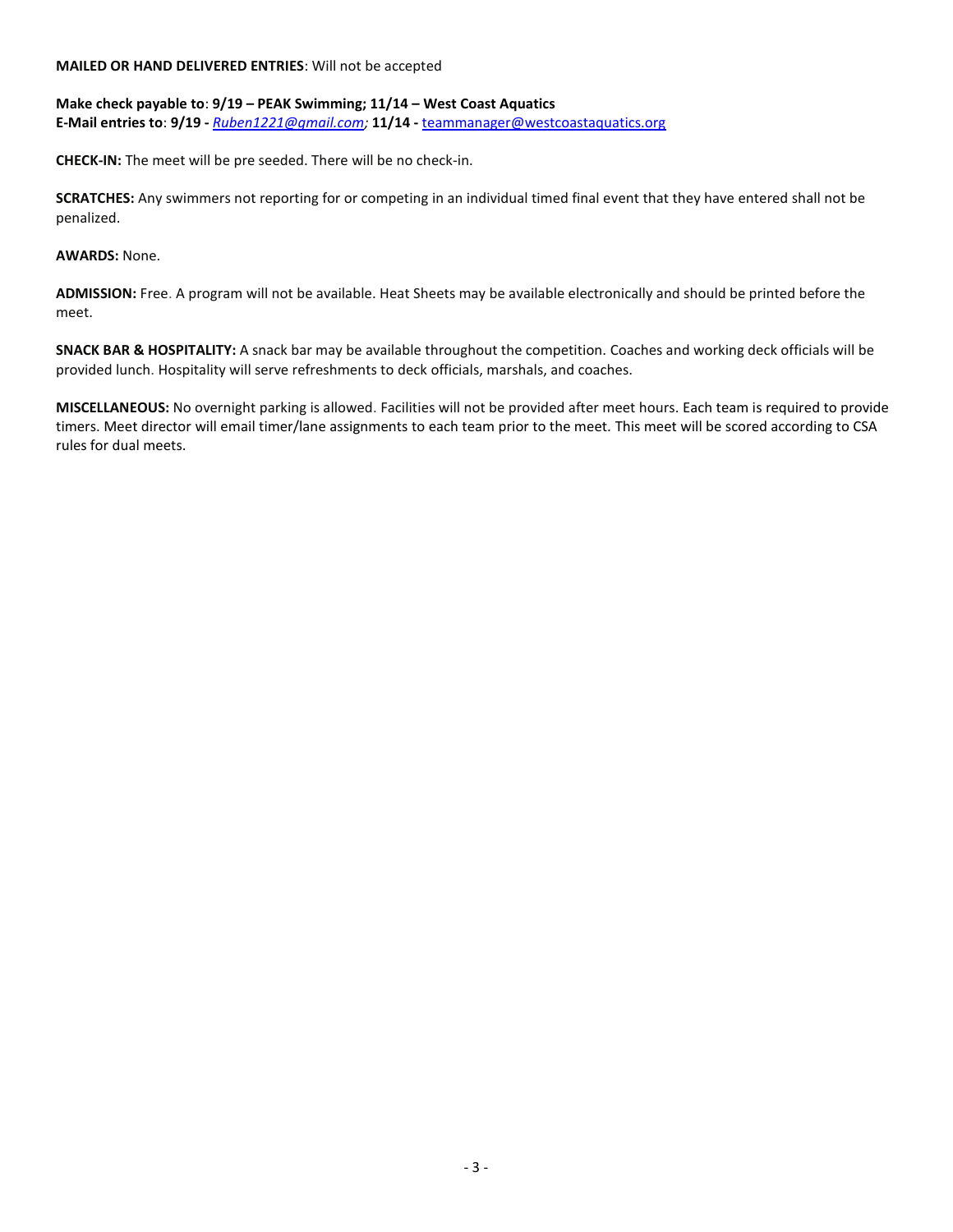**MAILED OR HAND DELIVERED ENTRIES**: Will not be accepted

**Make check payable to**: **9/19 – PEAK Swimming; 11/14 – West Coast Aquatics**
**E-Mail entries to**: **9/19 -** *Ruben1221@gmail.com;* **11/14 -** teammanager@westcoastaquatics.org

**CHECK-IN:** The meet will be pre seeded. There will be no check-in.

**SCRATCHES:** Any swimmers not reporting for or competing in an individual timed final event that they have entered shall not be penalized.

**AWARDS:** None.

**ADMISSION:** Free. A program will not be available. Heat Sheets may be available electronically and should be printed before the meet.

**SNACK BAR & HOSPITALITY:** A snack bar may be available throughout the competition. Coaches and working deck officials will be provided lunch. Hospitality will serve refreshments to deck officials, marshals, and coaches.

**MISCELLANEOUS:** No overnight parking is allowed. Facilities will not be provided after meet hours. Each team is required to provide timers. Meet director will email timer/lane assignments to each team prior to the meet. This meet will be scored according to CSA rules for dual meets.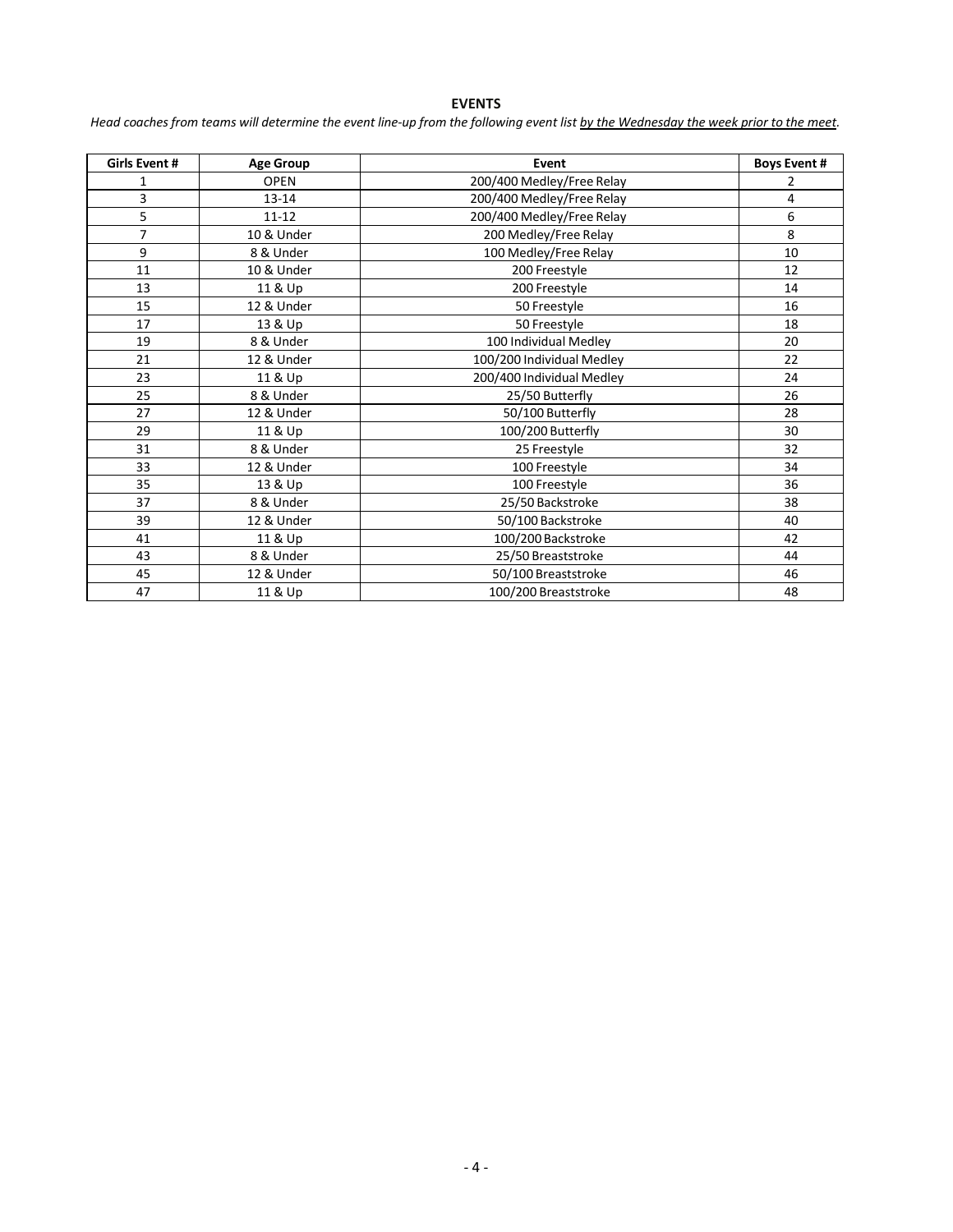## EVENTS

*Head coaches from teams will determine the event line-up from the following event list by the Wednesday the week prior to the meet.*

| Girls Event # | Age Group | Event | Boys Event # |
|---|---|---|---|
| 1 | OPEN | 200/400 Medley/Free Relay | 2 |
| 3 | 13-14 | 200/400 Medley/Free Relay | 4 |
| 5 | 11-12 | 200/400 Medley/Free Relay | 6 |
| 7 | 10 & Under | 200 Medley/Free Relay | 8 |
| 9 | 8 & Under | 100 Medley/Free Relay | 10 |
| 11 | 10 & Under | 200 Freestyle | 12 |
| 13 | 11 & Up | 200 Freestyle | 14 |
| 15 | 12 & Under | 50 Freestyle | 16 |
| 17 | 13 & Up | 50 Freestyle | 18 |
| 19 | 8 & Under | 100 Individual Medley | 20 |
| 21 | 12 & Under | 100/200 Individual Medley | 22 |
| 23 | 11 & Up | 200/400 Individual Medley | 24 |
| 25 | 8 & Under | 25/50 Butterfly | 26 |
| 27 | 12 & Under | 50/100 Butterfly | 28 |
| 29 | 11 & Up | 100/200 Butterfly | 30 |
| 31 | 8 & Under | 25 Freestyle | 32 |
| 33 | 12 & Under | 100 Freestyle | 34 |
| 35 | 13 & Up | 100 Freestyle | 36 |
| 37 | 8 & Under | 25/50 Backstroke | 38 |
| 39 | 12 & Under | 50/100 Backstroke | 40 |
| 41 | 11 & Up | 100/200 Backstroke | 42 |
| 43 | 8 & Under | 25/50 Breaststroke | 44 |
| 45 | 12 & Under | 50/100 Breaststroke | 46 |
| 47 | 11 & Up | 100/200 Breaststroke | 48 |